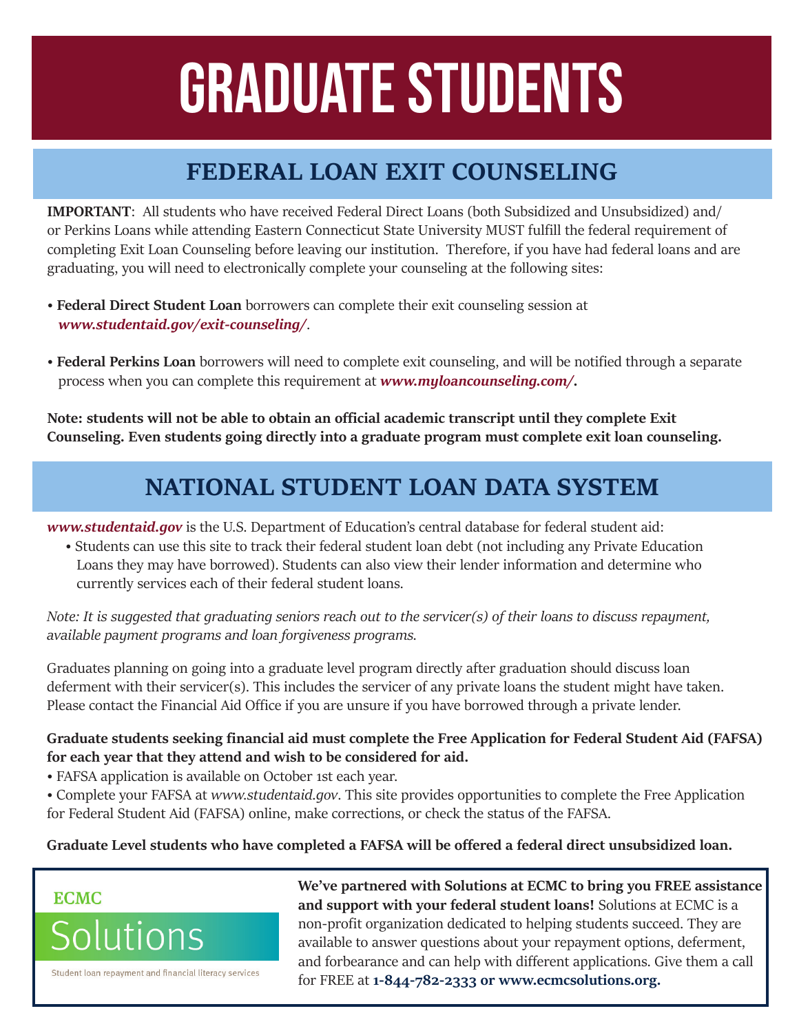# GRADUATE STUDENTS

## FEDERAL LOAN EXIT COUNSELING

**IMPORTANT**: All students who have received Federal Direct Loans (both Subsidized and Unsubsidized) and/or Perkins Loans while attending Eastern Connecticut State University MUST fulfill the federal requirement of completing Exit Loan Counseling before leaving our institution. Therefore, if you have had federal loans and are graduating, you will need to electronically complete your counseling at the following sites:

- **Federal Direct Student Loan** borrowers can complete their exit counseling session at ***www.studentaid.gov/exit-counseling/***.

- **Federal Perkins Loan** borrowers will need to complete exit counseling, and will be notified through a separate process when you can complete this requirement at ***www.myloancounseling.com/*.**

**Note: students will not be able to obtain an official academic transcript until they complete Exit Counseling. Even students going directly into a graduate program must complete exit loan counseling.**

## NATIONAL STUDENT LOAN DATA SYSTEM

***www.studentaid.gov*** is the U.S. Department of Education's central database for federal student aid:

- Students can use this site to track their federal student loan debt (not including any Private Education Loans they may have borrowed). Students can also view their lender information and determine who currently services each of their federal student loans.

*Note: It is suggested that graduating seniors reach out to the servicer(s) of their loans to discuss repayment, available payment programs and loan forgiveness programs.*

Graduates planning on going into a graduate level program directly after graduation should discuss loan deferment with their servicer(s). This includes the servicer of any private loans the student might have taken. Please contact the Financial Aid Office if you are unsure if you have borrowed through a private lender.

**Graduate students seeking financial aid must complete the Free Application for Federal Student Aid (FAFSA) for each year that they attend and wish to be considered for aid.**

- FAFSA application is available on October 1st each year.
- Complete your FAFSA at *www.studentaid.gov*. This site provides opportunities to complete the Free Application for Federal Student Aid (FAFSA) online, make corrections, or check the status of the FAFSA.

**Graduate Level students who have completed a FAFSA will be offered a federal direct unsubsidized loan.**

ECMC Solutions

Student loan repayment and financial literacy services

**We've partnered with Solutions at ECMC to bring you FREE assistance and support with your federal student loans!** Solutions at ECMC is a non-profit organization dedicated to helping students succeed. They are available to answer questions about your repayment options, deferment, and forbearance and can help with different applications. Give them a call for FREE at **1-844-782-2333 or www.ecmcsolutions.org.**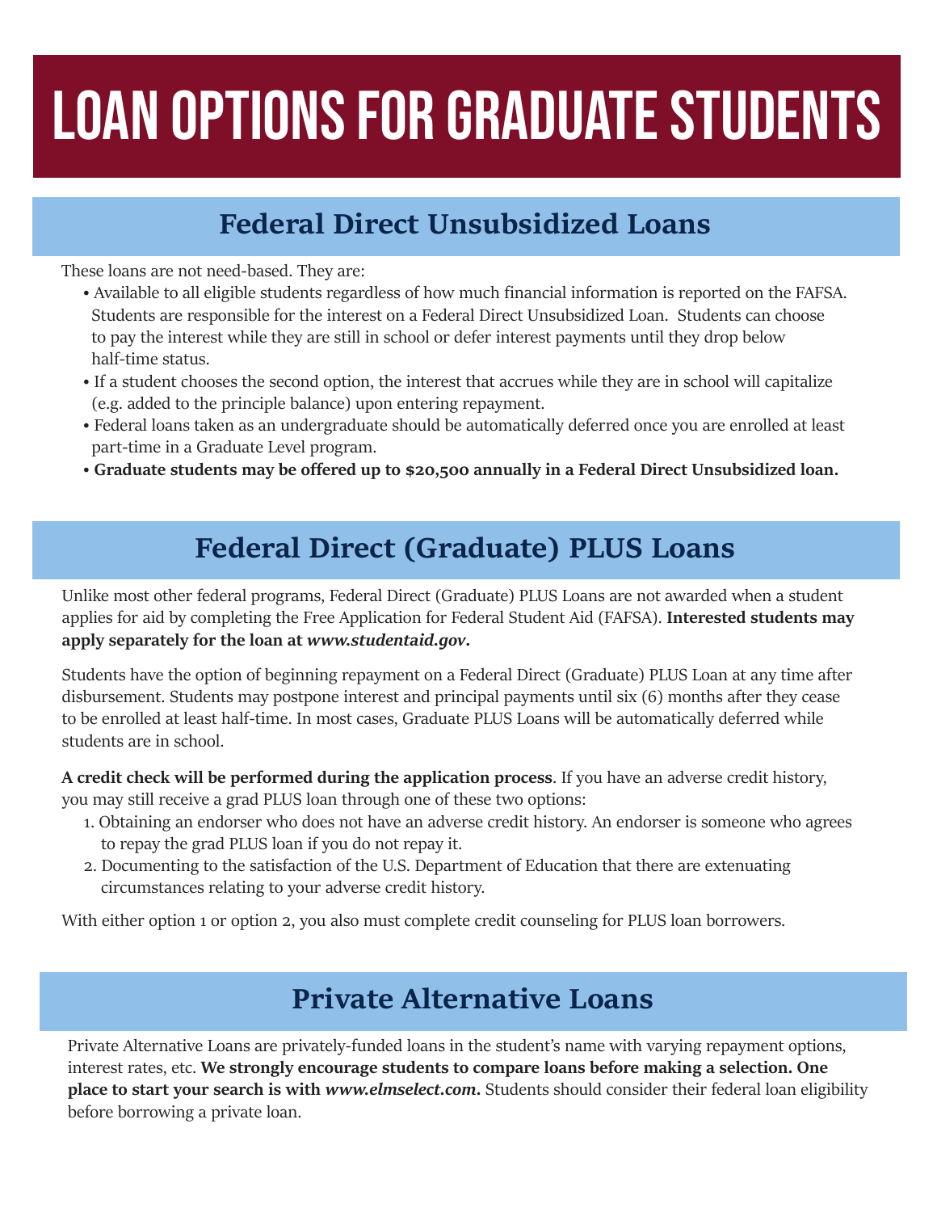# Loan Options for Graduate Students

## Federal Direct Unsubsidized Loans

These loans are not need-based. They are:

- Available to all eligible students regardless of how much financial information is reported on the FAFSA. Students are responsible for the interest on a Federal Direct Unsubsidized Loan. Students can choose to pay the interest while they are still in school or defer interest payments until they drop below half-time status.
- If a student chooses the second option, the interest that accrues while they are in school will capitalize (e.g. added to the principle balance) upon entering repayment.
- Federal loans taken as an undergraduate should be automatically deferred once you are enrolled at least part-time in a Graduate Level program.
- **Graduate students may be offered up to $20,500 annually in a Federal Direct Unsubsidized loan.**

## Federal Direct (Graduate) PLUS Loans

Unlike most other federal programs, Federal Direct (Graduate) PLUS Loans are not awarded when a student applies for aid by completing the Free Application for Federal Student Aid (FAFSA). **Interested students may apply separately for the loan at *www.studentaid.gov*.**

Students have the option of beginning repayment on a Federal Direct (Graduate) PLUS Loan at any time after disbursement. Students may postpone interest and principal payments until six (6) months after they cease to be enrolled at least half-time. In most cases, Graduate PLUS Loans will be automatically deferred while students are in school.

**A credit check will be performed during the application process**. If you have an adverse credit history, you may still receive a grad PLUS loan through one of these two options:

1. Obtaining an endorser who does not have an adverse credit history. An endorser is someone who agrees to repay the grad PLUS loan if you do not repay it.
2. Documenting to the satisfaction of the U.S. Department of Education that there are extenuating circumstances relating to your adverse credit history.

With either option 1 or option 2, you also must complete credit counseling for PLUS loan borrowers.

## Private Alternative Loans

Private Alternative Loans are privately-funded loans in the student's name with varying repayment options, interest rates, etc. **We strongly encourage students to compare loans before making a selection. One place to start your search is with *www.elmselect.com*.** Students should consider their federal loan eligibility before borrowing a private loan.